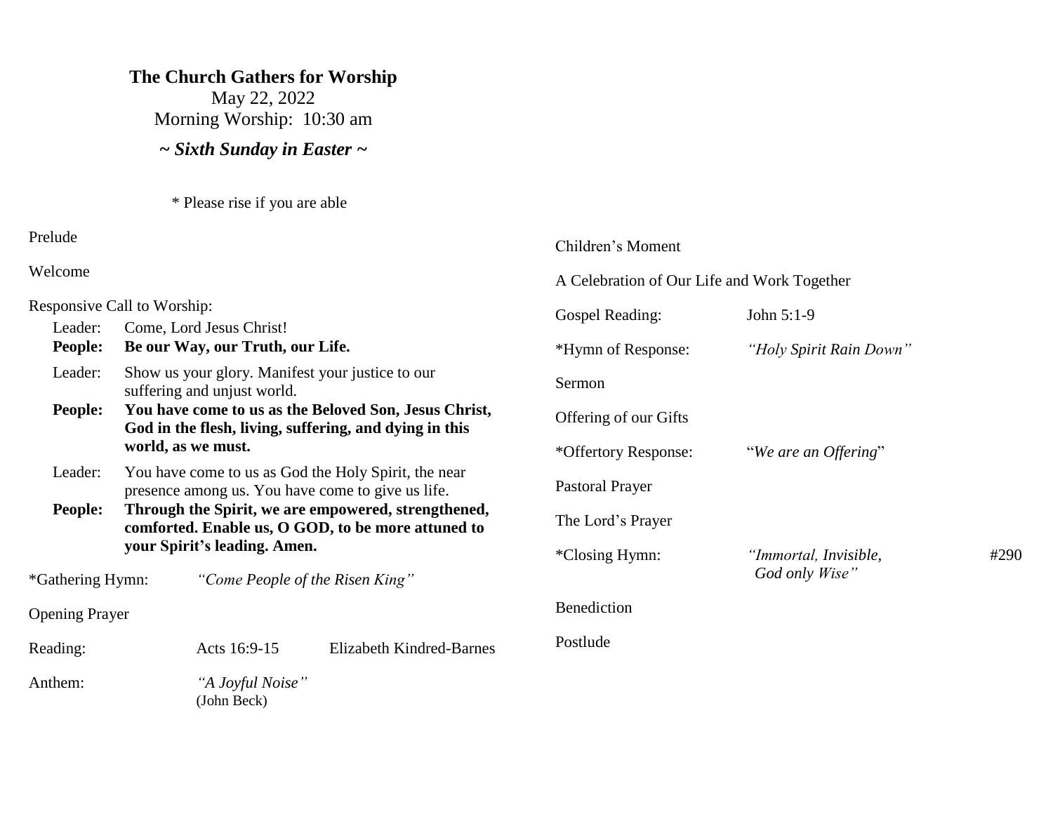**The Church Gathers for Worship**

May 22, 2022

Morning Worship: 10:30 am

***~ Sixth Sunday in Easter ~***

* Please rise if you are able

Prelude

Welcome

Responsive Call to Worship:

Leader: Come, Lord Jesus Christ!

**People: Be our Way, our Truth, our Life.**

Leader: Show us your glory. Manifest your justice to our suffering and unjust world.

**People: You have come to us as the Beloved Son, Jesus Christ, God in the flesh, living, suffering, and dying in this world, as we must.**

Leader: You have come to us as God the Holy Spirit, the near presence among us. You have come to give us life.

**People: Through the Spirit, we are empowered, strengthened, comforted. Enable us, O GOD, to be more attuned to your Spirit's leading. Amen.**

*Gathering Hymn: *"Come People of the Risen King"*

Opening Prayer

Reading: Acts 16:9-15 Elizabeth Kindred-Barnes

Anthem: *"A Joyful Noise"* (John Beck)

Children's Moment

A Celebration of Our Life and Work Together

Gospel Reading: John 5:1-9

*Hymn of Response: *"Holy Spirit Rain Down"*

Sermon

Offering of our Gifts

*Offertory Response: "*We are an Offering*"

Pastoral Prayer

The Lord's Prayer

*Closing Hymn: *"Immortal, Invisible, God only Wise"* #290

Benediction

Postlude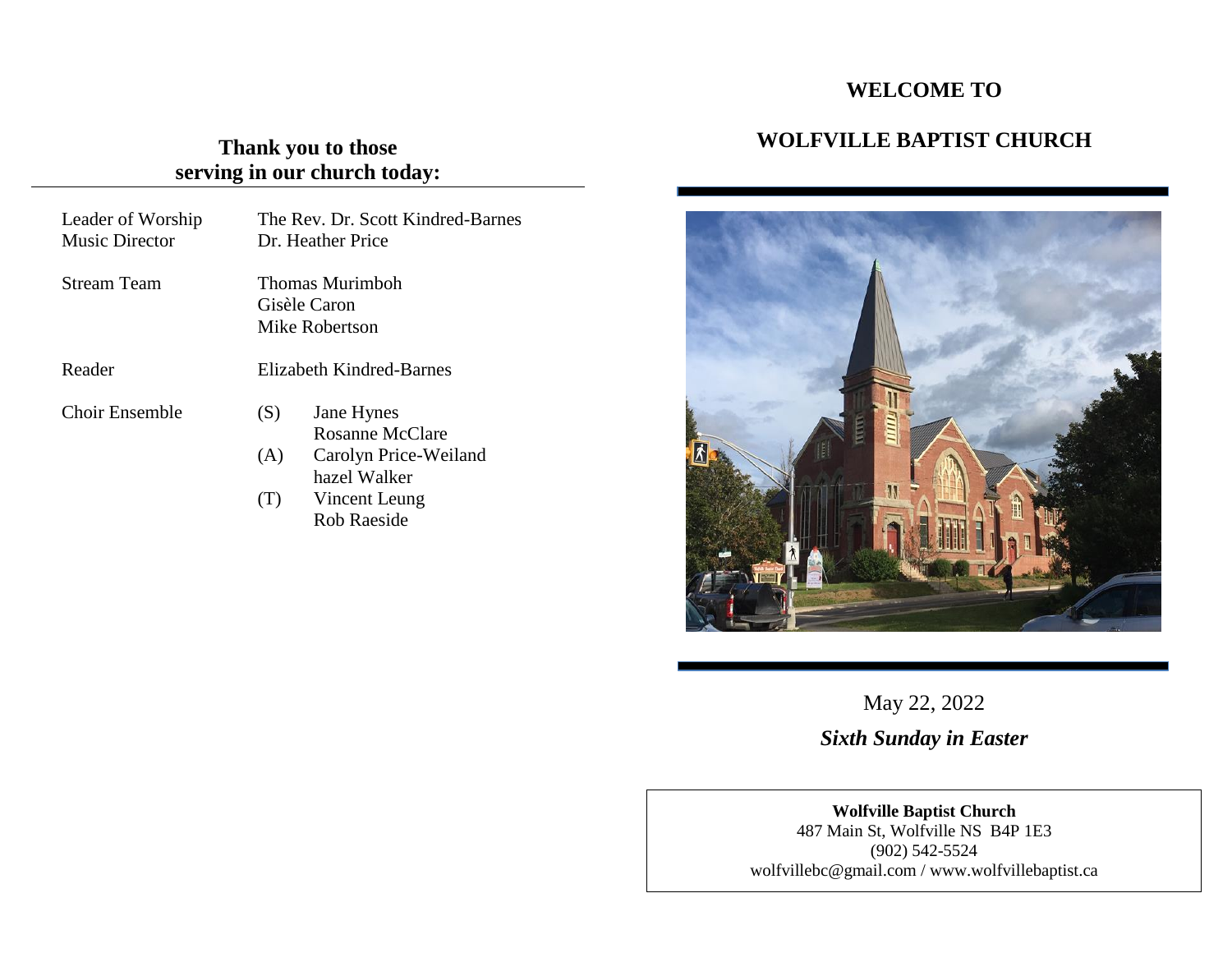## Thank you to those serving in our church today:

| | | |
|---|---|---|
| Leader of Worship | The Rev. Dr. Scott Kindred-Barnes | |
| Music Director | Dr. Heather Price | |
| Stream Team | Thomas Murimboh<br>Gisèle Caron<br>Mike Robertson | |
| Reader | Elizabeth Kindred-Barnes | |
| Choir Ensemble | (S) | Jane Hynes<br>Rosanne McClare |
| | (A) | Carolyn Price-Weiland<br>hazel Walker |
| | (T) | Vincent Leung<br>Rob Raeside |

# WELCOME TO

# WOLFVILLE BAPTIST CHURCH

May 22, 2022

***Sixth Sunday in Easter***

**Wolfville Baptist Church**
487 Main St, Wolfville NS B4P 1E3
(902) 542-5524
wolfvillebc@gmail.com / www.wolfvillebaptist.ca